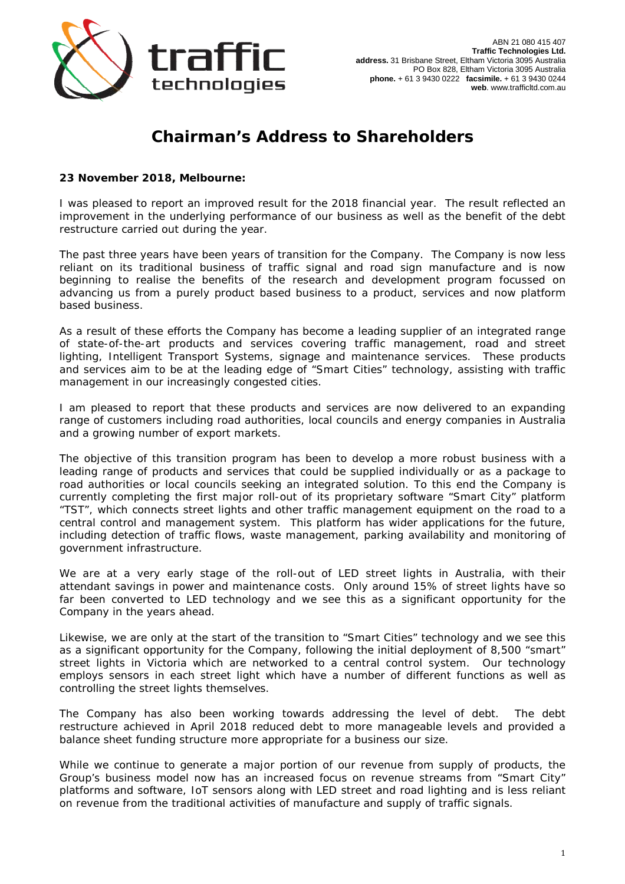ABN 21 080 415 407
**Traffic Technologies Ltd.**
**address.** 31 Brisbane Street, Eltham Victoria 3095 Australia
PO Box 828, Eltham Victoria 3095 Australia
**phone.** + 61 3 9430 0222 **facsimile.** + 61 3 9430 0244
**web**. www.trafficltd.com.au

# Chairman's Address to Shareholders

**23 November 2018, Melbourne:**

I was pleased to report an improved result for the 2018 financial year. The result reflected an improvement in the underlying performance of our business as well as the benefit of the debt restructure carried out during the year.

The past three years have been years of transition for the Company. The Company is now less reliant on its traditional business of traffic signal and road sign manufacture and is now beginning to realise the benefits of the research and development program focussed on advancing us from a purely product based business to a product, services and now platform based business.

As a result of these efforts the Company has become a leading supplier of an integrated range of state-of-the-art products and services covering traffic management, road and street lighting, Intelligent Transport Systems, signage and maintenance services. These products and services aim to be at the leading edge of "Smart Cities" technology, assisting with traffic management in our increasingly congested cities.

I am pleased to report that these products and services are now delivered to an expanding range of customers including road authorities, local councils and energy companies in Australia and a growing number of export markets.

The objective of this transition program has been to develop a more robust business with a leading range of products and services that could be supplied individually or as a package to road authorities or local councils seeking an integrated solution. To this end the Company is currently completing the first major roll-out of its proprietary software "Smart City" platform "TST", which connects street lights and other traffic management equipment on the road to a central control and management system. This platform has wider applications for the future, including detection of traffic flows, waste management, parking availability and monitoring of government infrastructure.

We are at a very early stage of the roll-out of LED street lights in Australia, with their attendant savings in power and maintenance costs. Only around 15% of street lights have so far been converted to LED technology and we see this as a significant opportunity for the Company in the years ahead.

Likewise, we are only at the start of the transition to "Smart Cities" technology and we see this as a significant opportunity for the Company, following the initial deployment of 8,500 "smart" street lights in Victoria which are networked to a central control system. Our technology employs sensors in each street light which have a number of different functions as well as controlling the street lights themselves.

The Company has also been working towards addressing the level of debt. The debt restructure achieved in April 2018 reduced debt to more manageable levels and provided a balance sheet funding structure more appropriate for a business our size.

While we continue to generate a major portion of our revenue from supply of products, the Group's business model now has an increased focus on revenue streams from "Smart City" platforms and software, IoT sensors along with LED street and road lighting and is less reliant on revenue from the traditional activities of manufacture and supply of traffic signals.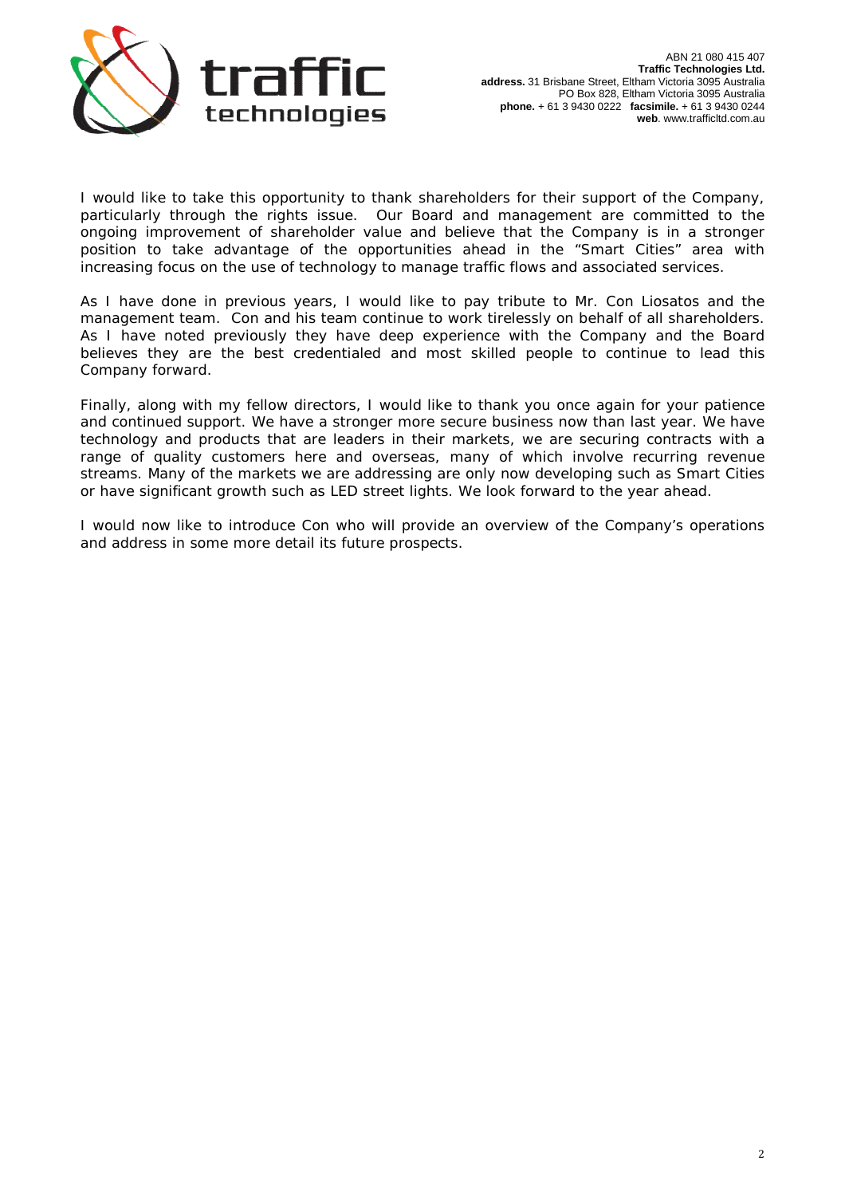ABN 21 080 415 407
**Traffic Technologies Ltd.**
**address.** 31 Brisbane Street, Eltham Victoria 3095 Australia
PO Box 828, Eltham Victoria 3095 Australia
**phone.** + 61 3 9430 0222 **facsimile.** + 61 3 9430 0244
**web**. www.trafficltd.com.au

I would like to take this opportunity to thank shareholders for their support of the Company, particularly through the rights issue. Our Board and management are committed to the ongoing improvement of shareholder value and believe that the Company is in a stronger position to take advantage of the opportunities ahead in the "Smart Cities" area with increasing focus on the use of technology to manage traffic flows and associated services.

As I have done in previous years, I would like to pay tribute to Mr. Con Liosatos and the management team. Con and his team continue to work tirelessly on behalf of all shareholders. As I have noted previously they have deep experience with the Company and the Board believes they are the best credentialed and most skilled people to continue to lead this Company forward.

Finally, along with my fellow directors, I would like to thank you once again for your patience and continued support. We have a stronger more secure business now than last year. We have technology and products that are leaders in their markets, we are securing contracts with a range of quality customers here and overseas, many of which involve recurring revenue streams. Many of the markets we are addressing are only now developing such as Smart Cities or have significant growth such as LED street lights. We look forward to the year ahead.

I would now like to introduce Con who will provide an overview of the Company's operations and address in some more detail its future prospects.